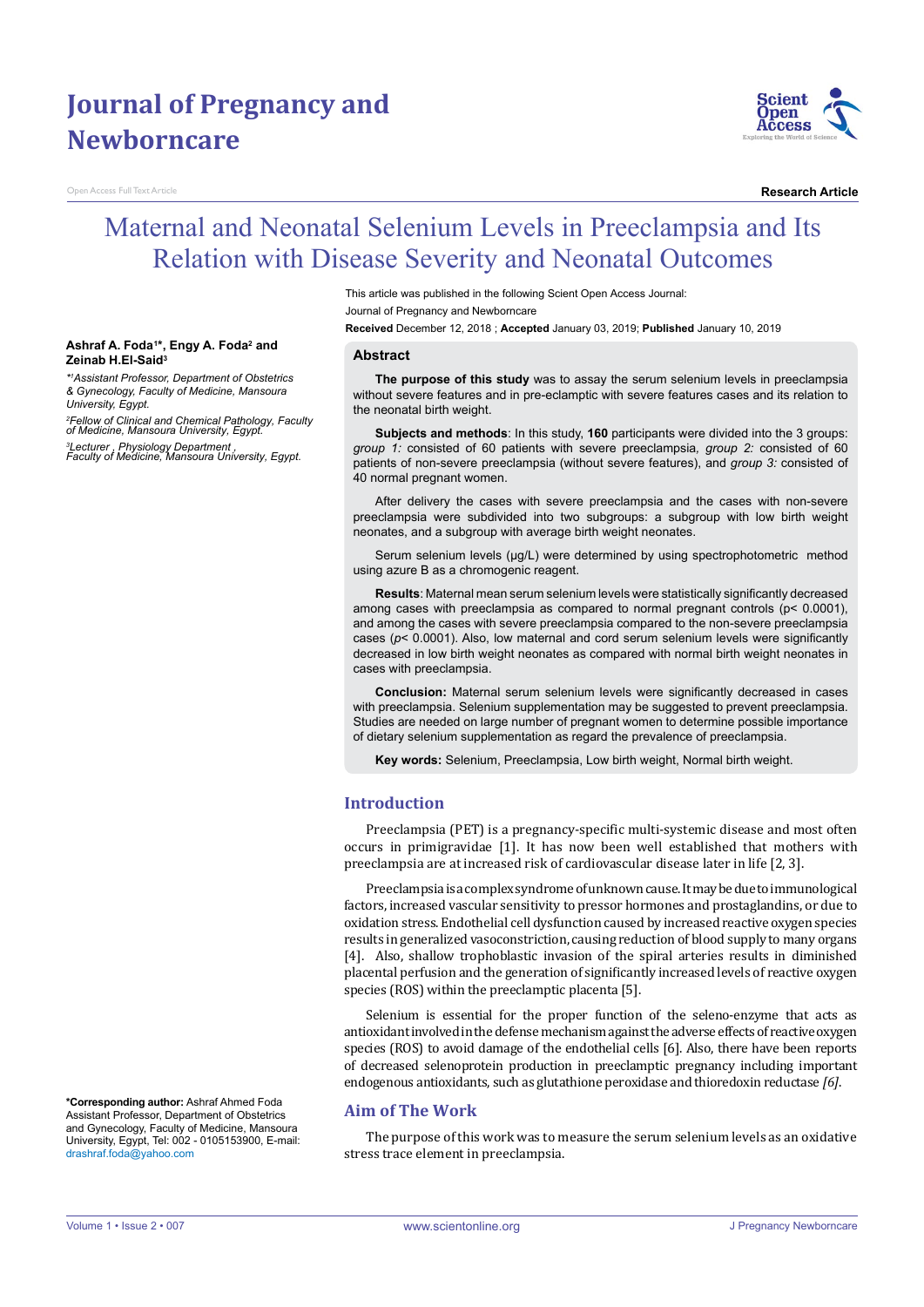# Journal of Pregnancy and Newborncare

Open Access Full Text Article

**Research Article**

# Maternal and Neonatal Selenium Levels in Preeclampsia and Its Relation with Disease Severity and Neonatal Outcomes

This article was published in the following Scient Open Access Journal:
Journal of Pregnancy and Newborncare

**Received** December 12, 2018 ; **Accepted** January 03, 2019; **Published** January 10, 2019

**Ashraf A. Foda[1]\*, Engy A. Foda[2] and Zeinab H.El-Said[3]**

*[\*1]Assistant Professor, Department of Obstetrics & Gynecology, Faculty of Medicine, Mansoura University, Egypt.*

*[2]Fellow of Clinical and Chemical Pathology, Faculty of Medicine, Mansoura University, Egypt.*

*[3]Lecturer , Physiology Department , Faculty of Medicine, Mansoura University, Egypt.*

**\*Corresponding author:** Ashraf Ahmed Foda Assistant Professor, Department of Obstetrics and Gynecology, Faculty of Medicine, Mansoura University, Egypt, Tel: 002 - 0105153900, E-mail: drashraf.foda@yahoo.com

## Abstract

**The purpose of this study** was to assay the serum selenium levels in preeclampsia without severe features and in pre-eclamptic with severe features cases and its relation to the neonatal birth weight.

**Subjects and methods**: In this study, **160** participants were divided into the 3 groups: *group 1:* consisted of 60 patients with severe preeclampsia, *group 2:* consisted of 60 patients of non-severe preeclampsia (without severe features), and *group 3:* consisted of 40 normal pregnant women.

After delivery the cases with severe preeclampsia and the cases with non-severe preeclampsia were subdivided into two subgroups: a subgroup with low birth weight neonates, and a subgroup with average birth weight neonates.

Serum selenium levels (µg/L) were determined by using spectrophotometric method using azure B as a chromogenic reagent.

**Results**: Maternal mean serum selenium levels were statistically significantly decreased among cases with preeclampsia as compared to normal pregnant controls ($p < 0.0001$), and among the cases with severe preeclampsia compared to the non-severe preeclampsia cases ($p < 0.0001$). Also, low maternal and cord serum selenium levels were significantly decreased in low birth weight neonates as compared with normal birth weight neonates in cases with preeclampsia.

**Conclusion:** Maternal serum selenium levels were significantly decreased in cases with preeclampsia. Selenium supplementation may be suggested to prevent preeclampsia. Studies are needed on large number of pregnant women to determine possible importance of dietary selenium supplementation as regard the prevalence of preeclampsia.

**Key words:** Selenium, Preeclampsia, Low birth weight, Normal birth weight.

## Introduction

Preeclampsia (PET) is a pregnancy-specific multi-systemic disease and most often occurs in primigravidae [1]. It has now been well established that mothers with preeclampsia are at increased risk of cardiovascular disease later in life [2, 3].

Preeclampsia is a complex syndrome of unknown cause. It may be due to immunological factors, increased vascular sensitivity to pressor hormones and prostaglandins, or due to oxidation stress. Endothelial cell dysfunction caused by increased reactive oxygen species results in generalized vasoconstriction, causing reduction of blood supply to many organs [4]. Also, shallow trophoblastic invasion of the spiral arteries results in diminished placental perfusion and the generation of significantly increased levels of reactive oxygen species (ROS) within the preeclamptic placenta [5].

Selenium is essential for the proper function of the seleno-enzyme that acts as antioxidant involved in the defense mechanism against the adverse effects of reactive oxygen species (ROS) to avoid damage of the endothelial cells [6]. Also, there have been reports of decreased selenoprotein production in preeclamptic pregnancy including important endogenous antioxidants, such as glutathione peroxidase and thioredoxin reductase *[6]*.

## Aim of The Work

The purpose of this work was to measure the serum selenium levels as an oxidative stress trace element in preeclampsia.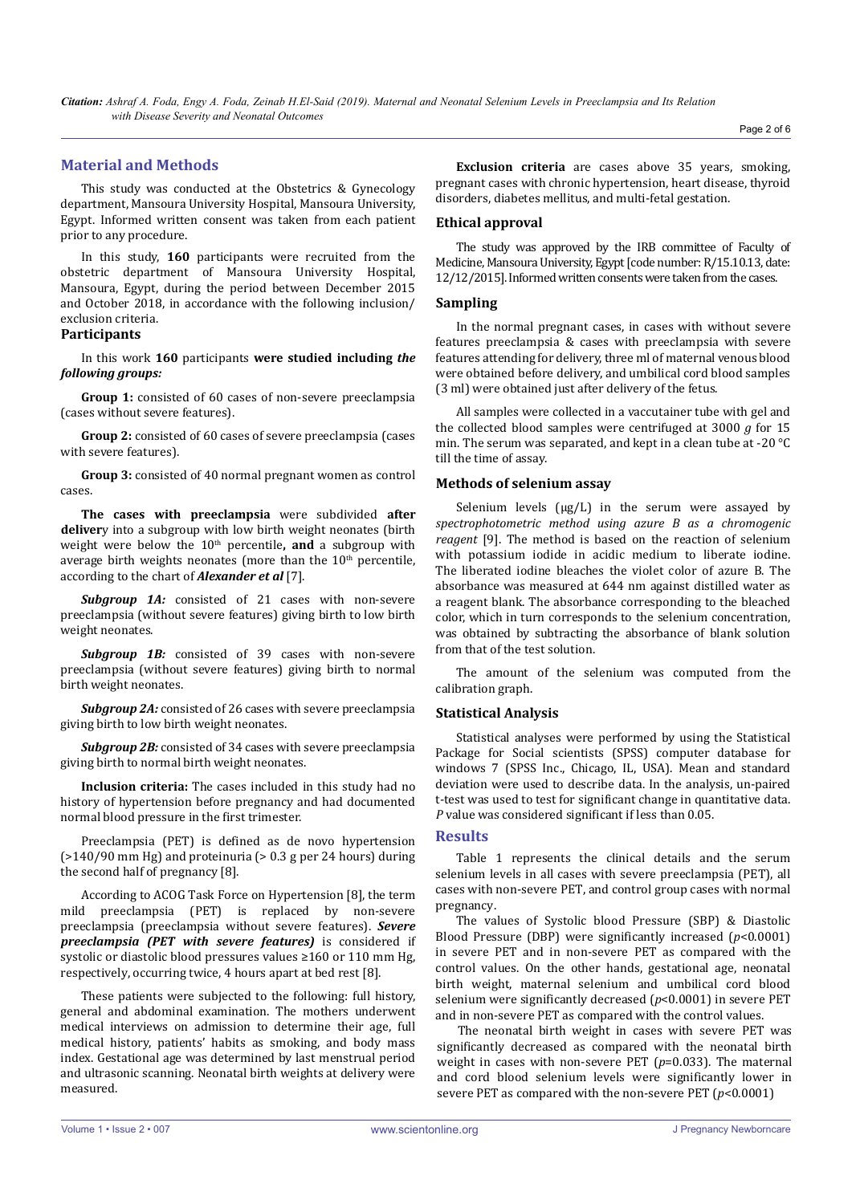## Material and Methods

This study was conducted at the Obstetrics & Gynecology department, Mansoura University Hospital, Mansoura University, Egypt. Informed written consent was taken from each patient prior to any procedure.

In this study, **160** participants were recruited from the obstetric department of Mansoura University Hospital, Mansoura, Egypt, during the period between December 2015 and October 2018, in accordance with the following inclusion/exclusion criteria.

### Participants

In this work **160** participants **were studied including *the following groups:***

**Group 1:** consisted of 60 cases of non-severe preeclampsia (cases without severe features).

**Group 2:** consisted of 60 cases of severe preeclampsia (cases with severe features).

**Group 3:** consisted of 40 normal pregnant women as control cases.

**The cases with preeclampsia** were subdivided **after deliver**y into a subgroup with low birth weight neonates (birth weight were below the $10^{th}$ percentile**, and** a subgroup with average birth weights neonates (more than the $10^{th}$ percentile, according to the chart of ***Alexander et al*** [7].

***Subgroup 1A:*** consisted of 21 cases with non-severe preeclampsia (without severe features) giving birth to low birth weight neonates.

***Subgroup 1B:*** consisted of 39 cases with non-severe preeclampsia (without severe features) giving birth to normal birth weight neonates.

***Subgroup 2A:*** consisted of 26 cases with severe preeclampsia giving birth to low birth weight neonates.

***Subgroup 2B:*** consisted of 34 cases with severe preeclampsia giving birth to normal birth weight neonates.

**Inclusion criteria:** The cases included in this study had no history of hypertension before pregnancy and had documented normal blood pressure in the first trimester.

Preeclampsia (PET) is defined as de novo hypertension (>140/90 mm Hg) and proteinuria (> 0.3 g per 24 hours) during the second half of pregnancy [8].

According to ACOG Task Force on Hypertension [8], the term mild preeclampsia (PET) is replaced by non-severe preeclampsia (preeclampsia without severe features). ***Severe preeclampsia (PET with severe features)*** is considered if systolic or diastolic blood pressures values ≥160 or 110 mm Hg, respectively, occurring twice, 4 hours apart at bed rest [8].

These patients were subjected to the following: full history, general and abdominal examination. The mothers underwent medical interviews on admission to determine their age, full medical history, patients' habits as smoking, and body mass index. Gestational age was determined by last menstrual period and ultrasonic scanning. Neonatal birth weights at delivery were measured.

**Exclusion criteria** are cases above 35 years, smoking, pregnant cases with chronic hypertension, heart disease, thyroid disorders, diabetes mellitus, and multi-fetal gestation.

### Ethical approval

The study was approved by the IRB committee of Faculty of Medicine, Mansoura University, Egypt [code number: R/15.10.13, date: 12/12/2015]. Informed written consents were taken from the cases.

### Sampling

In the normal pregnant cases, in cases with without severe features preeclampsia & cases with preeclampsia with severe features attending for delivery, three ml of maternal venous blood were obtained before delivery, and umbilical cord blood samples (3 ml) were obtained just after delivery of the fetus.

All samples were collected in a vaccutainer tube with gel and the collected blood samples were centrifuged at 3000 *g* for 15 min. The serum was separated, and kept in a clean tube at -20 °C till the time of assay.

### Methods of selenium assay

Selenium levels (μg/L) in the serum were assayed by *spectrophotometric method using azure B as a chromogenic reagent* [9]. The method is based on the reaction of selenium with potassium iodide in acidic medium to liberate iodine. The liberated iodine bleaches the violet color of azure B. The absorbance was measured at 644 nm against distilled water as a reagent blank. The absorbance corresponding to the bleached color, which in turn corresponds to the selenium concentration, was obtained by subtracting the absorbance of blank solution from that of the test solution.

The amount of the selenium was computed from the calibration graph.

### Statistical Analysis

Statistical analyses were performed by using the Statistical Package for Social scientists (SPSS) computer database for windows 7 (SPSS Inc., Chicago, IL, USA). Mean and standard deviation were used to describe data. In the analysis, un-paired t-test was used to test for significant change in quantitative data. *P* value was considered significant if less than 0.05.

## Results

Table 1 represents the clinical details and the serum selenium levels in all cases with severe preeclampsia (PET), all cases with non-severe PET, and control group cases with normal pregnancy.

The values of Systolic blood Pressure (SBP) & Diastolic Blood Pressure (DBP) were significantly increased ($p$<0.0001) in severe PET and in non-severe PET as compared with the control values. On the other hands, gestational age, neonatal birth weight, maternal selenium and umbilical cord blood selenium were significantly decreased ($p$<0.0001) in severe PET and in non-severe PET as compared with the control values.

The neonatal birth weight in cases with severe PET was significantly decreased as compared with the neonatal birth weight in cases with non-severe PET ($p$=0.033). The maternal and cord blood selenium levels were significantly lower in severe PET as compared with the non-severe PET ($p$<0.0001)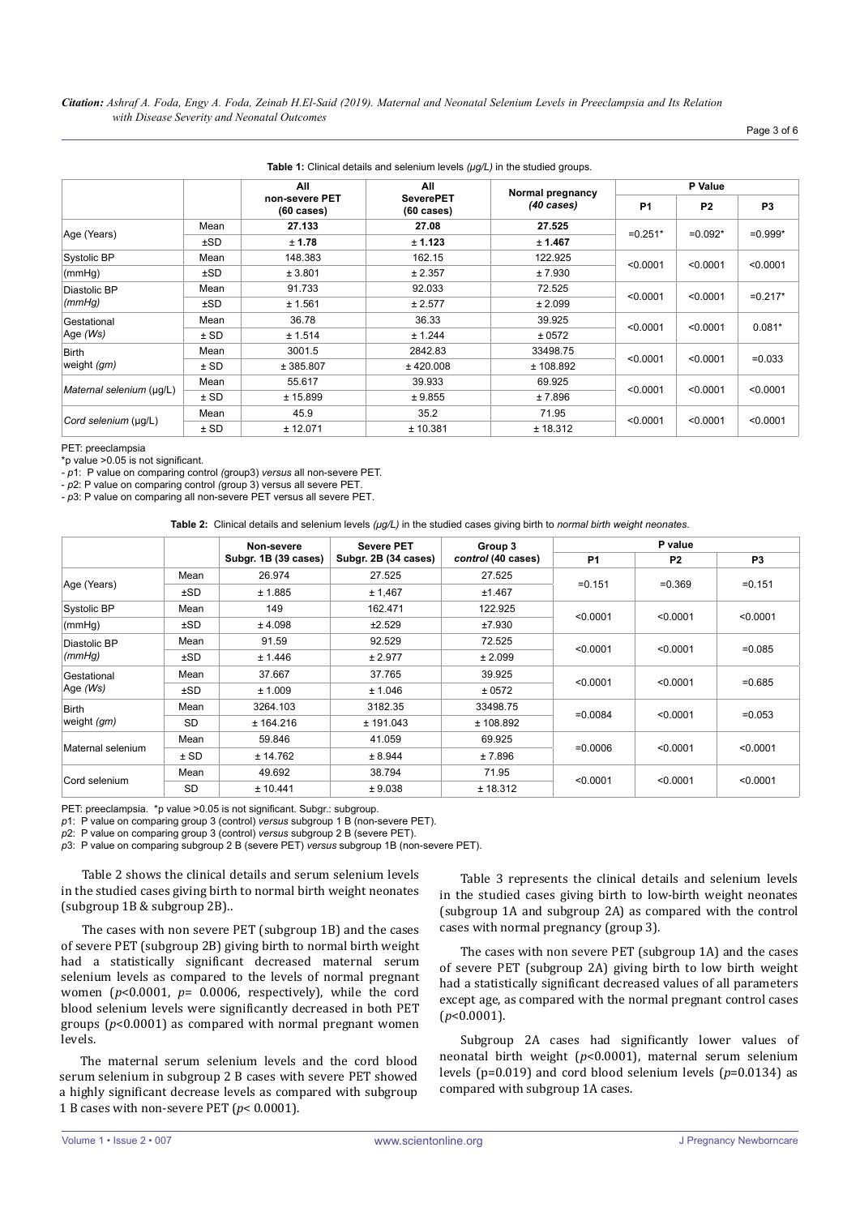**Table 1:** Clinical details and selenium levels *(µg/L)* in the studied groups.

| | | All non-severe PET (60 cases) | All SeverePET (60 cases) | Normal pregnancy *(40 cases)* | P Value | | |
|---|---|---|---|---|---|---|---|
| | | | | | P1 | P2 | P3 |
| Age (Years) | Mean | **27.133** | **27.08** | **27.525** | =0.251* | =0.092* | =0.999* |
| | ±SD | **± 1.78** | **± 1.123** | **± 1.467** | | | |
| Systolic BP (mmHg) | Mean | 148.383 | 162.15 | 122.925 | <0.0001 | <0.0001 | <0.0001 |
| | ±SD | ± 3.801 | ± 2.357 | ± 7.930 | | | |
| Diastolic BP *(mmHg)* | Mean | 91.733 | 92.033 | 72.525 | <0.0001 | <0.0001 | =0.217* |
| | ±SD | ± 1.561 | ± 2.577 | ± 2.099 | | | |
| Gestational Age *(Ws)* | Mean | 36.78 | 36.33 | 39.925 | <0.0001 | <0.0001 | 0.081* |
| | ± SD | ± 1.514 | ± 1.244 | ± 0572 | | | |
| Birth weight *(gm)* | Mean | 3001.5 | 2842.83 | 33498.75 | <0.0001 | <0.0001 | =0.033 |
| | ± SD | ± 385.807 | ± 420.008 | ± 108.892 | | | |
| *Maternal selenium* (µg/L) | Mean | 55.617 | 39.933 | 69.925 | <0.0001 | <0.0001 | <0.0001 |
| | ± SD | ± 15.899 | ± 9.855 | ± 7.896 | | | |
| *Cord selenium* (µg/L) | Mean | 45.9 | 35.2 | 71.95 | <0.0001 | <0.0001 | <0.0001 |
| | ± SD | ± 12.071 | ± 10.381 | ± 18.312 | | | |

PET: preeclampsia

*p value >0.05 is not significant.

- *p*1: P value on comparing control *(*group3) *versus* all non-severe PET.
- *p*2: P value on comparing control *(*group 3) versus all severe PET.
- *p*3: P value on comparing all non-severe PET versus all severe PET.

**Table 2:** Clinical details and selenium levels *(µg/L)* in the studied cases giving birth to *normal birth weight neonates*.

| | | Non-severe Subgr. 1B (39 cases) | Severe PET Subgr. 2B (34 cases) | Group 3 *control* (40 cases) | P value | | |
|---|---|---|---|---|---|---|---|
| | | | | | P1 | P2 | P3 |
| Age (Years) | Mean | 26.974 | 27.525 | 27.525 | =0.151 | =0.369 | =0.151 |
| | ±SD | ± 1.885 | ± 1,467 | ±1.467 | | | |
| Systolic BP (mmHg) | Mean | 149 | 162.471 | 122.925 | <0.0001 | <0.0001 | <0.0001 |
| | ±SD | ± 4.098 | ±2.529 | ±7.930 | | | |
| Diastolic BP *(mmHg)* | Mean | 91.59 | 92.529 | 72.525 | <0.0001 | <0.0001 | =0.085 |
| | ±SD | ± 1.446 | ± 2.977 | ± 2.099 | | | |
| Gestational Age *(Ws)* | Mean | 37.667 | 37.765 | 39.925 | <0.0001 | <0.0001 | =0.685 |
| | ±SD | ± 1.009 | ± 1.046 | ± 0572 | | | |
| Birth weight *(gm)* | Mean | 3264.103 | 3182.35 | 33498.75 | =0.0084 | <0.0001 | =0.053 |
| | SD | ± 164.216 | ± 191.043 | ± 108.892 | | | |
| Maternal selenium | Mean | 59.846 | 41.059 | 69.925 | =0.0006 | <0.0001 | <0.0001 |
| | ± SD | ± 14.762 | ± 8.944 | ± 7.896 | | | |
| Cord selenium | Mean | 49.692 | 38.794 | 71.95 | <0.0001 | <0.0001 | <0.0001 |
| | SD | ± 10.441 | ± 9.038 | ± 18.312 | | | |

PET: preeclampsia. *p value >0.05 is not significant. Subgr.: subgroup.

*p*1: P value on comparing group 3 (control) *versus* subgroup 1 B (non-severe PET).

*p*2: P value on comparing group 3 (control) *versus* subgroup 2 B (severe PET).

*p*3: P value on comparing subgroup 2 B (severe PET) *versus* subgroup 1B (non-severe PET).

Table 2 shows the clinical details and serum selenium levels in the studied cases giving birth to normal birth weight neonates (subgroup 1B & subgroup 2B)..

The cases with non severe PET (subgroup 1B) and the cases of severe PET (subgroup 2B) giving birth to normal birth weight had a statistically significant decreased maternal serum selenium levels as compared to the levels of normal pregnant women ($p$<0.0001, $p$= 0.0006, respectively), while the cord blood selenium levels were significantly decreased in both PET groups ($p$<0.0001) as compared with normal pregnant women levels.

The maternal serum selenium levels and the cord blood serum selenium in subgroup 2 B cases with severe PET showed a highly significant decrease levels as compared with subgroup 1 B cases with non-severe PET ($p$< 0.0001).

Table 3 represents the clinical details and selenium levels in the studied cases giving birth to low-birth weight neonates (subgroup 1A and subgroup 2A) as compared with the control cases with normal pregnancy (group 3).

The cases with non severe PET (subgroup 1A) and the cases of severe PET (subgroup 2A) giving birth to low birth weight had a statistically significant decreased values of all parameters except age, as compared with the normal pregnant control cases ($p$<0.0001).

Subgroup 2A cases had significantly lower values of neonatal birth weight ($p$<0.0001), maternal serum selenium levels (p=0.019) and cord blood selenium levels ($p$=0.0134) as compared with subgroup 1A cases.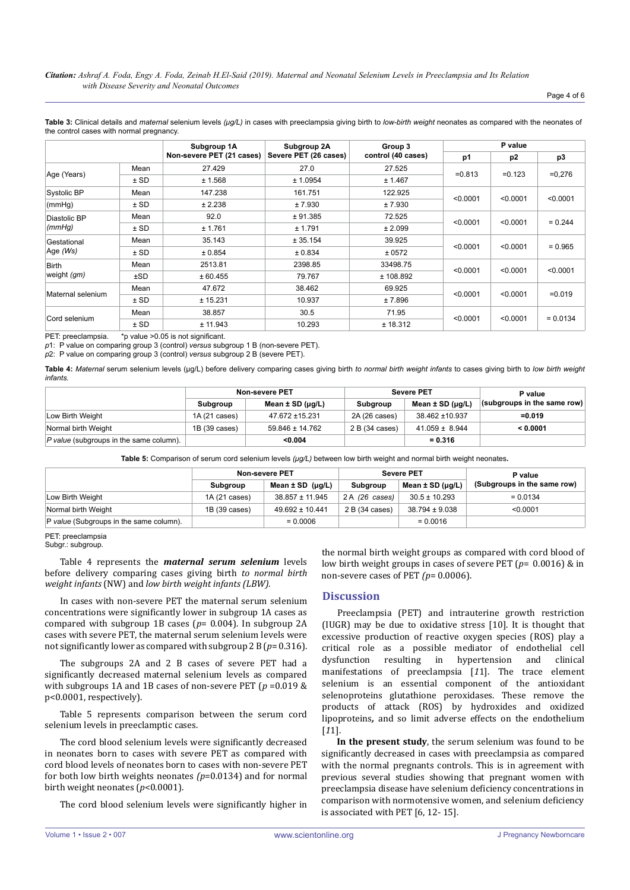**Table 3:** Clinical details and *maternal* selenium levels *(µg/L)* in cases with preeclampsia giving birth to *low-birth weight* neonates as compared with the neonates of the control cases with normal pregnancy.

| | | Subgroup 1A Non-severe PET (21 cases) | Subgroup 2A Severe PET (26 cases) | Group 3 control (40 cases) | P value | | |
|---|---|---|---|---|---|---|---|
| | | | | | p1 | p2 | p3 |
| Age (Years) | Mean | 27.429 | 27.0 | 27.525 | =0.813 | =0.123 | =0,276 |
| | ± SD | ± 1.568 | ± 1.0954 | ± 1.467 | | | |
| Systolic BP (mmHg) | Mean | 147.238 | 161.751 | 122.925 | <0.0001 | <0.0001 | <0.0001 |
| | ± SD | ± 2.238 | ± 7.930 | ± 7.930 | | | |
| Diastolic BP *(mmHg)* | Mean | 92.0 | ± 91.385 | 72.525 | <0.0001 | <0.0001 | = 0.244 |
| | ± SD | ± 1.761 | ± 1.791 | ± 2.099 | | | |
| Gestational Age *(Ws)* | Mean | 35.143 | ± 35.154 | 39.925 | <0.0001 | <0.0001 | = 0.965 |
| | ± SD | ± 0.854 | ± 0.834 | ± 0572 | | | |
| Birth weight *(gm)* | Mean | 2513.81 | 2398.85 | 33498.75 | <0.0001 | <0.0001 | <0.0001 |
| | ±SD | ± 60.455 | 79.767 | ± 108.892 | | | |
| Maternal selenium | Mean | 47.672 | 38.462 | 69.925 | <0.0001 | <0.0001 | =0.019 |
| | ± SD | ± 15.231 | 10.937 | ± 7.896 | | | |
| Cord selenium | Mean | 38.857 | 30.5 | 71.95 | <0.0001 | <0.0001 | = 0.0134 |
| | ± SD | ± 11.943 | 10.293 | ± 18.312 | | | |

PET: preeclampsia. *p value >0.05 is not significant.

*p*1: P value on comparing group 3 (control) *versus* subgroup 1 B (non-severe PET).

*p*2: P value on comparing group 3 (control) *versus* subgroup 2 B (severe PET).

**Table 4:** *Maternal* serum selenium levels (µg/L) before delivery comparing cases giving birth *to normal birth weight infants* to cases giving birth to *low birth weight infants.*

| | Non-severe PET | | Severe PET | | P value |
|---|---|---|---|---|---|
| | Subgroup | Mean ± SD (µg/L) | Subgroup | Mean ± SD (µg/L) | (subgroups in the same row) |
| Low Birth Weight | 1A (21 cases) | 47.672 ±15.231 | 2A (26 cases) | 38.462 ±10.937 | =0.019 |
| Normal birth Weight | 1B (39 cases) | 59.846 ± 14.762 | 2 B (34 cases) | 41.059 ± 8.944 | < 0.0001 |
| *P value* (subgroups in the same column). | | <0.004 | | = 0.316 | |

**Table 5:** Comparison of serum cord selenium levels *(µg/L)* between low birth weight and normal birth weight neonates.

| | Non-severe PET | | Severe PET | | P value |
|---|---|---|---|---|---|
| | Subgroup | Mean ± SD (µg/L) | Subgroup | Mean ± SD (µg/L) | (Subgroups in the same row) |
| Low Birth Weight | 1A (21 cases) | 38.857 ± 11.945 | 2 A *(26 cases)* | 30.5 ± 10.293 | = 0.0134 |
| Normal birth Weight | 1B (39 cases) | 49.692 ± 10.441 | 2 B (34 cases) | 38.794 ± 9.038 | <0.0001 |
| P *value* (Subgroups in the same column). | | = 0.0006 | | = 0.0016 | |

PET: preeclampsia

Subgr.: subgroup.

Table 4 represents the ***maternal serum selenium*** levels before delivery comparing cases giving birth *to normal birth weight infants* (NW) and *low birth weight infants (LBW).*

In cases with non-severe PET the maternal serum selenium concentrations were significantly lower in subgroup 1A cases as compared with subgroup 1B cases (*p*= 0.004). In subgroup 2A cases with severe PET, the maternal serum selenium levels were not significantly lower as compared with subgroup 2 B (*p*= 0.316).

The subgroups 2A and 2 B cases of severe PET had a significantly decreased maternal selenium levels as compared with subgroups 1A and 1B cases of non-severe PET (*p* =0.019 & p<0.0001, respectively).

Table 5 represents comparison between the serum cord selenium levels in preeclamptic cases.

The cord blood selenium levels were significantly decreased in neonates born to cases with severe PET as compared with cord blood levels of neonates born to cases with non-severe PET for both low birth weights neonates *(p*=0.0134) and for normal birth weight neonates (*p*<0.0001).

The cord blood selenium levels were significantly higher in the normal birth weight groups as compared with cord blood of low birth weight groups in cases of severe PET (*p*= 0.0016) & in non-severe cases of PET *(p*= 0.0006).

## Discussion

Preeclampsia (PET) and intrauterine growth restriction (IUGR) may be due to oxidative stress [10]. It is thought that excessive production of reactive oxygen species (ROS) play a critical role as a possible mediator of endothelial cell dysfunction resulting in hypertension and clinical manifestations of preeclampsia [*11*]. The trace element selenium is an essential component of the antioxidant selenoproteins glutathione peroxidases. These remove the products of attack (ROS) by hydroxides and oxidized lipoproteins**,** and so limit adverse effects on the endothelium [*11*].

**In the present study**, the serum selenium was found to be significantly decreased in cases with preeclampsia as compared with the normal pregnants controls. This is in agreement with previous several studies showing that pregnant women with preeclampsia disease have selenium deficiency concentrations in comparison with normotensive women, and selenium deficiency is associated with PET [6, 12- 15].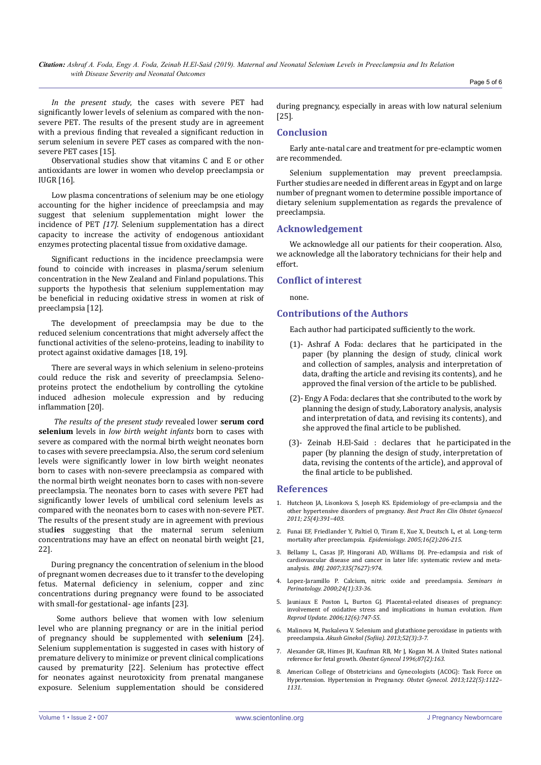*In the present study*, the cases with severe PET had significantly lower levels of selenium as compared with the non-severe PET. The results of the present study are in agreement with a previous finding that revealed a significant reduction in serum selenium in severe PET cases as compared with the non-severe PET cases [15].

Observational studies show that vitamins C and E or other antioxidants are lower in women who develop preeclampsia or IUGR [16].

Low plasma concentrations of selenium may be one etiology accounting for the higher incidence of preeclampsia and may suggest that selenium supplementation might lower the incidence of PET *[17]*. Selenium supplementation has a direct capacity to increase the activity of endogenous antioxidant enzymes protecting placental tissue from oxidative damage.

Significant reductions in the incidence preeclampsia were found to coincide with increases in plasma/serum selenium concentration in the New Zealand and Finland populations. This supports the hypothesis that selenium supplementation may be beneficial in reducing oxidative stress in women at risk of preeclampsia [12].

The development of preeclampsia may be due to the reduced selenium concentrations that might adversely affect the functional activities of the seleno-proteins, leading to inability to protect against oxidative damages [18, 19].

There are several ways in which selenium in seleno-proteins could reduce the risk and severity of preeclampsia. Seleno-proteins protect the endothelium by controlling the cytokine induced adhesion molecule expression and by reducing inflammation [20].

*The results of the present study* revealed lower **serum cord selenium** levels in *low birth weight infants* born to cases with severe as compared with the normal birth weight neonates born to cases with severe preeclampsia. Also, the serum cord selenium levels were significantly lower in low birth weight neonates born to cases with non-severe preeclampsia as compared with the normal birth weight neonates born to cases with non-severe preeclampsia. The neonates born to cases with severe PET had significantly lower levels of umbilical cord selenium levels as compared with the neonates born to cases with non-severe PET. The results of the present study are in agreement with previous stud**ies** suggesting that the maternal serum selenium concentrations may have an effect on neonatal birth weight [21, 22].

During pregnancy the concentration of selenium in the blood of pregnant women decreases due to it transfer to the developing fetus. Maternal deficiency in selenium, copper and zinc concentrations during pregnancy were found to be associated with small-for gestational- age infants [23].

Some authors believe that women with low selenium level who are planning pregnancy or are in the initial period of pregnancy should be supplemented with **selenium** [24]. Selenium supplementation is suggested in cases with history of premature delivery to minimize or prevent clinical complications caused by prematurity [22]. Selenium has protective effect for neonates against neurotoxicity from prenatal manganese exposure. Selenium supplementation should be considered during pregnancy, especially in areas with low natural selenium [25].

## Conclusion

Early ante-natal care and treatment for pre-eclamptic women are recommended.

Selenium supplementation may prevent preeclampsia. Further studies are needed in different areas in Egypt and on large number of pregnant women to determine possible importance of dietary selenium supplementation as regards the prevalence of preeclampsia.

## Acknowledgement

We acknowledge all our patients for their cooperation. Also, we acknowledge all the laboratory technicians for their help and effort.

## Conflict of interest

none.

## Contributions of the Authors

Each author had participated sufficiently to the work.

(1)- Ashraf A Foda: declares that he participated in the paper (by planning the design of study, clinical work and collection of samples, analysis and interpretation of data, drafting the article and revising its contents), and he approved the final version of the article to be published.

(2)- Engy A Foda: declares that she contributed to the work by planning the design of study, Laboratory analysis, analysis and interpretation of data, and revising its contents), and she approved the final article to be published.

(3)- Zeinab H.El-Said : declares that he participated in the paper (by planning the design of study, interpretation of data, revising the contents of the article), and approval of the final article to be published.

## References

1. Hutcheon JA, Lisonkova S, Joseph KS. Epidemiology of pre-eclampsia and the other hypertensive disorders of pregnancy. *Best Pract Res Clin Obstet Gynaecol 2011; 25(4):391–403.*
2. Funai EF, Friedlander Y, Paltiel O, Tiram E, Xue X, Deutsch L, et al. Long-term mortality after preeclampsia. *Epidemiology. 2005;16(2):206-215.*
3. Bellamy L, Casas JP, Hingorani AD, Williams DJ. Pre-eclampsia and risk of cardiovascular disease and cancer in later life: systematic review and meta-analysis. *BMJ. 2007;335(7627):974.*
4. Lopez-Jaramillo P. Calcium, nitric oxide and preeclampsia. *Seminars in Perinatology. 2000;24(1):33-36.*
5. Jauniaux E Poston L, Burton GJ. Placental-related diseases of pregnancy: involvement of oxidative stress and implications in human evolution. *Hum Reprod Update. 2006;12(6):747-55.*
6. Malinova M, Paskaleva V. Selenium and glutathione peroxidase in patients with preeclampsia. *Akush Ginekol (Sofiia). 2013;52(3):3-7.*
7. Alexander GR, Himes JH, Kaufman RB, Mr J, Kogan M. A United States national reference for fetal growth. *Obestet Gynecol 1996;87(2):163.*
8. American College of Obstetricians and Gynecologists (ACOG): Task Force on Hypertension. Hypertension in Pregnancy. *Obstet Gynecol. 2013;122(5):1122–1131.*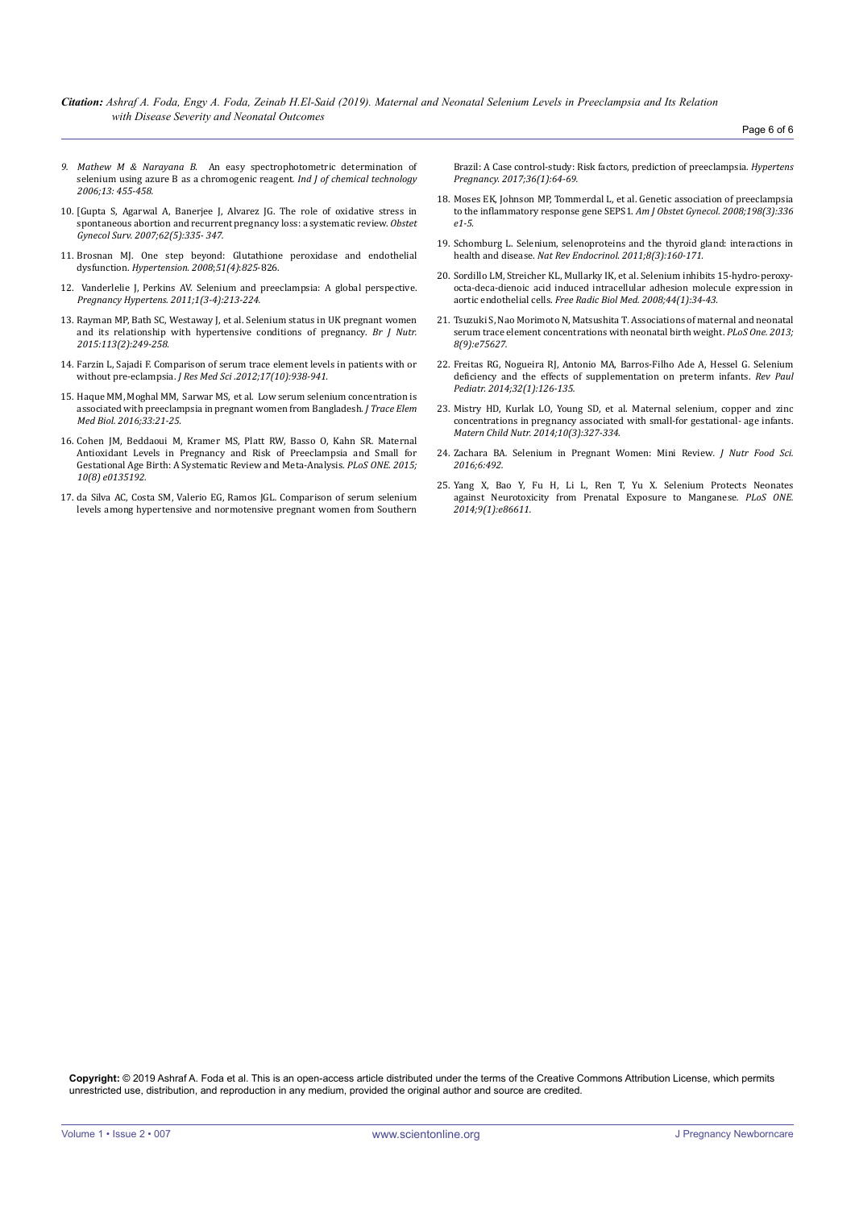9. *Mathew M & Narayana B.* An easy spectrophotometric determination of selenium using azure B as a chromogenic reagent. *Ind J of chemical technology 2006;13: 455-458.*

10. [Gupta S, Agarwal A, Banerjee J, Alvarez JG. The role of oxidative stress in spontaneous abortion and recurrent pregnancy loss: a systematic review. *Obstet Gynecol Surv. 2007;62(5):335- 347.*

11. Brosnan MJ. One step beyond: Glutathione peroxidase and endothelial dysfunction. *Hypertension. 2008;51(4):825-*826.

12. Vanderlelie J, Perkins AV. Selenium and preeclampsia: A global perspective. *Pregnancy Hypertens. 2011;1(3-4):213-224.*

13. Rayman MP, Bath SC, Westaway J, et al. Selenium status in UK pregnant women and its relationship with hypertensive conditions of pregnancy. *Br J Nutr. 2015:113(2):249-258.*

14. Farzin L, Sajadi F. Comparison of serum trace element levels in patients with or without pre-eclampsia. *J Res Med Sci .2012;17(10):938-941.*

15. Haque MM, Moghal MM, Sarwar MS, et al. Low serum selenium concentration is associated with preeclampsia in pregnant women from Bangladesh. *J Trace Elem Med Biol. 2016;33:21-25.*

16. Cohen JM, Beddaoui M, Kramer MS, Platt RW, Basso O, Kahn SR. Maternal Antioxidant Levels in Pregnancy and Risk of Preeclampsia and Small for Gestational Age Birth: A Systematic Review and Meta-Analysis. *PLoS ONE. 2015; 10(8) e0135192.*

17. da Silva AC, Costa SM, Valerio EG, Ramos JGL. Comparison of serum selenium levels among hypertensive and normotensive pregnant women from Southern Brazil: A Case control-study: Risk factors, prediction of preeclampsia. *Hypertens Pregnancy. 2017;36(1):64-69.*

18. Moses EK, Johnson MP, Tommerdal L, et al. Genetic association of preeclampsia to the inflammatory response gene SEPS1. *Am J Obstet Gynecol. 2008;198(3):336 e1-5.*

19. Schomburg L. Selenium, selenoproteins and the thyroid gland: interactions in health and disease. *Nat Rev Endocrinol. 2011;8(3):160-171.*

20. Sordillo LM, Streicher KL, Mullarky IK, et al. Selenium inhibits 15-hydro-peroxy-octa-deca-dienoic acid induced intracellular adhesion molecule expression in aortic endothelial cells. *Free Radic Biol Med. 2008;44(1):34-43.*

21. Tsuzuki S, Nao Morimoto N, Matsushita T. Associations of maternal and neonatal serum trace element concentrations with neonatal birth weight. *PLoS One. 2013; 8(9):e75627.*

22. Freitas RG, Nogueira RJ, Antonio MA, Barros-Filho Ade A, Hessel G. Selenium deficiency and the effects of supplementation on preterm infants. *Rev Paul Pediatr. 2014;32(1):126-135.*

23. Mistry HD, Kurlak LO, Young SD, et al. Maternal selenium, copper and zinc concentrations in pregnancy associated with small-for gestational- age infants. *Matern Child Nutr. 2014;10(3):327-334.*

24. Zachara BA. Selenium in Pregnant Women: Mini Review. *J Nutr Food Sci. 2016;6:492.*

25. Yang X, Bao Y, Fu H, Li L, Ren T, Yu X. Selenium Protects Neonates against Neurotoxicity from Prenatal Exposure to Manganese. *PLoS ONE. 2014;9(1):e86611.*

**Copyright:** © 2019 Ashraf A. Foda et al. This is an open-access article distributed under the terms of the Creative Commons Attribution License, which permits unrestricted use, distribution, and reproduction in any medium, provided the original author and source are credited.